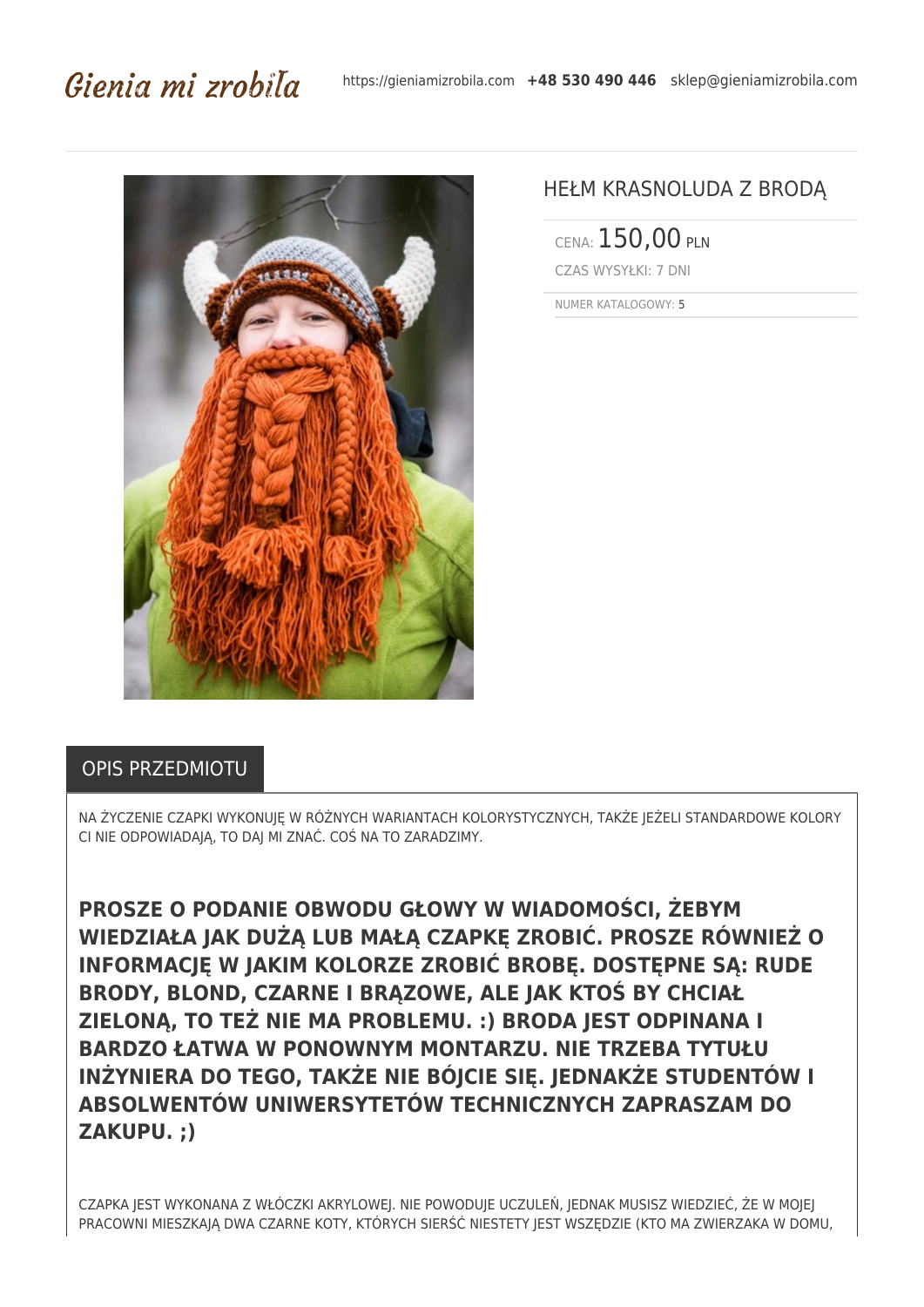Gienia mi zrobiła

https://gieniamizrobila.com **+48 530 490 446** sklep@gieniamizrobila.com

# HEŁM KRASNOLUDA Z BRODĄ

CENA: 150,00 PLN

CZAS WYSYŁKI: 7 DNI

NUMER KATALOGOWY: 5

## OPIS PRZEDMIOTU

NA ŻYCZENIE CZAPKI WYKONUJĘ W RÓŻNYCH WARIANTACH KOLORYSTYCZNYCH, TAKŻE JEŻELI STANDARDOWE KOLORY CI NIE ODPOWIADAJĄ, TO DAJ MI ZNAĆ. COŚ NA TO ZARADZIMY.

**PROSZE O PODANIE OBWODU GŁOWY W WIADOMOŚCI, ŻEBYM WIEDZIAŁA JAK DUŻĄ LUB MAŁĄ CZAPKĘ ZROBIĆ. PROSZE RÓWNIEŻ O INFORMACJĘ W JAKIM KOLORZE ZROBIĆ BROBĘ. DOSTĘPNE SĄ: RUDE BRODY, BLOND, CZARNE I BRĄZOWE, ALE JAK KTOŚ BY CHCIAŁ ZIELONĄ, TO TEŻ NIE MA PROBLEMU. :) BRODA JEST ODPINANA I BARDZO ŁATWA W PONOWNYM MONTARZU. NIE TRZEBA TYTUŁU INŻYNIERA DO TEGO, TAKŻE NIE BÓJCIE SIĘ. JEDNAKŻE STUDENTÓW I ABSOLWENTÓW UNIWERSYTETÓW TECHNICZNYCH ZAPRASZAM DO ZAKUPU. ;)**

CZAPKA JEST WYKONANA Z WŁÓCZKI AKRYLOWEJ. NIE POWODUJE UCZULEŃ, JEDNAK MUSISZ WIEDZIEĆ, ŻE W MOJEJ PRACOWNI MIESZKAJĄ DWA CZARNE KOTY, KTÓRYCH SIERŚĆ NIESTETY JEST WSZĘDZIE (KTO MA ZWIERZAKA W DOMU,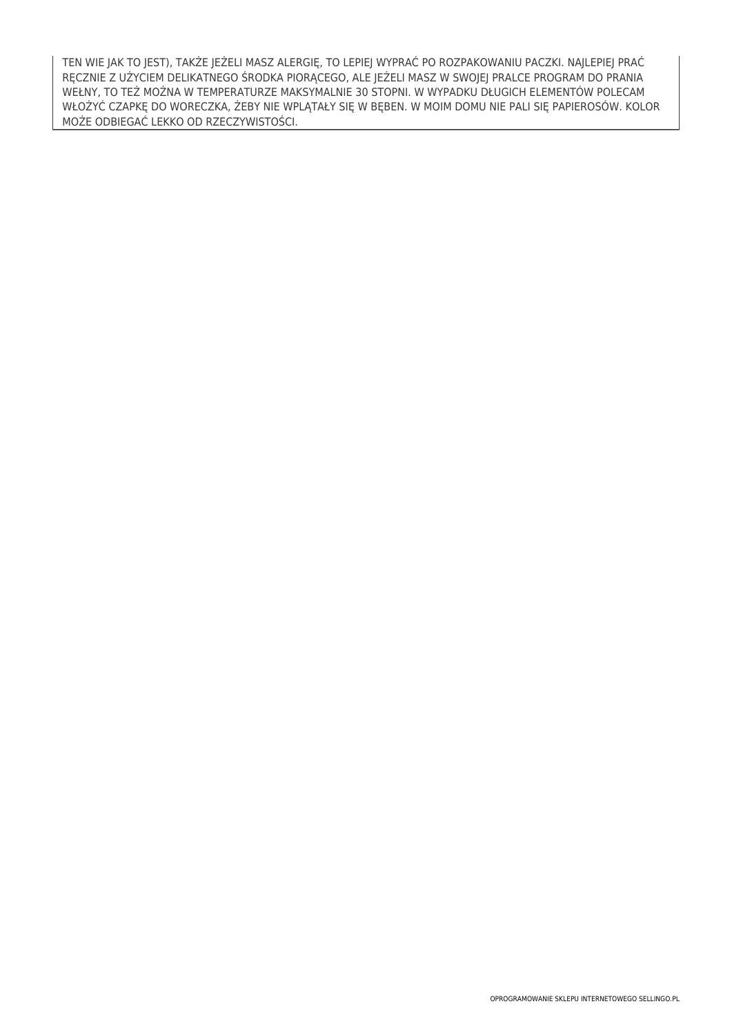TEN WIE JAK TO JEST), TAKŻE JEŻELI MASZ ALERGIĘ, TO LEPIEJ WYPRAĆ PO ROZPAKOWANIU PACZKI. NAJLEPIEJ PRAĆ RĘCZNIE Z UŻYCIEM DELIKATNEGO ŚRODKA PIORĄCEGO, ALE JEŻELI MASZ W SWOJEJ PRALCE PROGRAM DO PRANIA WEŁNY, TO TEŻ MOŻNA W TEMPERATURZE MAKSYMALNIE 30 STOPNI. W WYPADKU DŁUGICH ELEMENTÓW POLECAM WŁOŻYĆ CZAPKĘ DO WORECZKA, ŻEBY NIE WPLĄTAŁY SIĘ W BĘBEN. W MOIM DOMU NIE PALI SIĘ PAPIEROSÓW. KOLOR MOŻE ODBIEGAĆ LEKKO OD RZECZYWISTOŚCI.